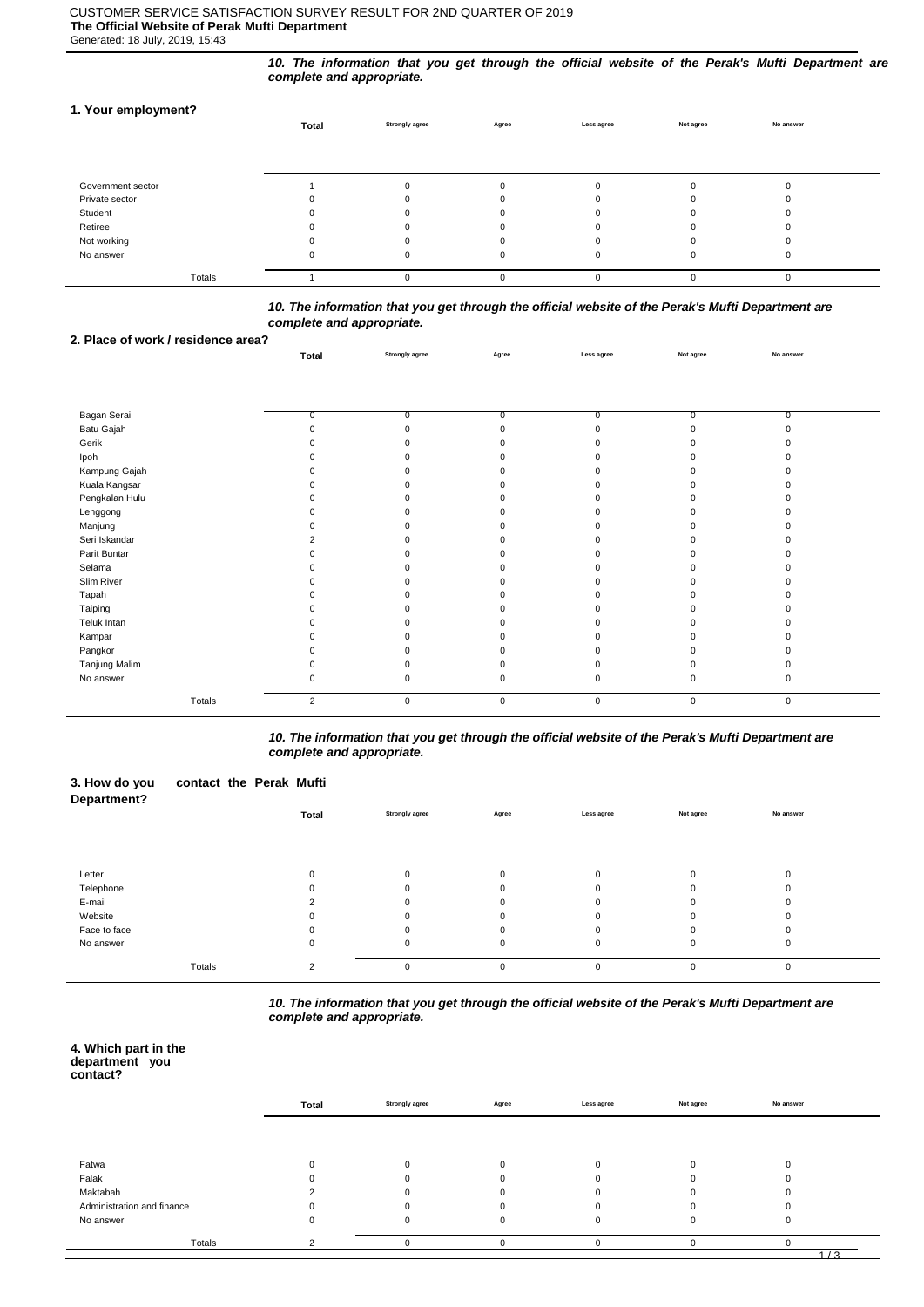CUSTOMER SERVICE SATISFACTION SURVEY RESULT FOR 2ND QUARTER OF 2019

**The Official Website of Perak Mufti Department**

Generated: 18 July, 2019, 15:43

***10. The information that you get through the official website of the Perak's Mufti Department are complete and appropriate.***

**1. Your employment?**

| | Total | Strongly agree | Agree | Less agree | Not agree | No answer |
|---|---|---|---|---|---|---|
| Government sector | 1 | 0 | 0 | 0 | 0 | 0 |
| Private sector | 0 | 0 | 0 | 0 | 0 | 0 |
| Student | 0 | 0 | 0 | 0 | 0 | 0 |
| Retiree | 0 | 0 | 0 | 0 | 0 | 0 |
| Not working | 0 | 0 | 0 | 0 | 0 | 0 |
| No answer | 0 | 0 | 0 | 0 | 0 | 0 |
| Totals | 1 | 0 | 0 | 0 | 0 | 0 |

***10. The information that you get through the official website of the Perak's Mufti Department are complete and appropriate.***

**2. Place of work / residence area?**

| | Total | Strongly agree | Agree | Less agree | Not agree | No answer |
|---|---|---|---|---|---|---|
| Bagan Serai | 0 | 0 | 0 | 0 | 0 | 0 |
| Batu Gajah | 0 | 0 | 0 | 0 | 0 | 0 |
| Gerik | 0 | 0 | 0 | 0 | 0 | 0 |
| Ipoh | 0 | 0 | 0 | 0 | 0 | 0 |
| Kampung Gajah | 0 | 0 | 0 | 0 | 0 | 0 |
| Kuala Kangsar | 0 | 0 | 0 | 0 | 0 | 0 |
| Pengkalan Hulu | 0 | 0 | 0 | 0 | 0 | 0 |
| Lenggong | 0 | 0 | 0 | 0 | 0 | 0 |
| Manjung | 0 | 0 | 0 | 0 | 0 | 0 |
| Seri Iskandar | 2 | 0 | 0 | 0 | 0 | 0 |
| Parit Buntar | 0 | 0 | 0 | 0 | 0 | 0 |
| Selama | 0 | 0 | 0 | 0 | 0 | 0 |
| Slim River | 0 | 0 | 0 | 0 | 0 | 0 |
| Tapah | 0 | 0 | 0 | 0 | 0 | 0 |
| Taiping | 0 | 0 | 0 | 0 | 0 | 0 |
| Teluk Intan | 0 | 0 | 0 | 0 | 0 | 0 |
| Kampar | 0 | 0 | 0 | 0 | 0 | 0 |
| Pangkor | 0 | 0 | 0 | 0 | 0 | 0 |
| Tanjung Malim | 0 | 0 | 0 | 0 | 0 | 0 |
| No answer | 0 | 0 | 0 | 0 | 0 | 0 |
| Totals | 2 | 0 | 0 | 0 | 0 | 0 |

***10. The information that you get through the official website of the Perak's Mufti Department are complete and appropriate.***

**3. How do you contact the Perak Mufti Department?**

| | Total | Strongly agree | Agree | Less agree | Not agree | No answer |
|---|---|---|---|---|---|---|
| Letter | 0 | 0 | 0 | 0 | 0 | 0 |
| Telephone | 0 | 0 | 0 | 0 | 0 | 0 |
| E-mail | 2 | 0 | 0 | 0 | 0 | 0 |
| Website | 0 | 0 | 0 | 0 | 0 | 0 |
| Face to face | 0 | 0 | 0 | 0 | 0 | 0 |
| No answer | 0 | 0 | 0 | 0 | 0 | 0 |
| Totals | 2 | 0 | 0 | 0 | 0 | 0 |

***10. The information that you get through the official website of the Perak's Mufti Department are complete and appropriate.***

**4. Which part in the department you contact?**

| | Total | Strongly agree | Agree | Less agree | Not agree | No answer |
|---|---|---|---|---|---|---|
| Fatwa | 0 | 0 | 0 | 0 | 0 | 0 |
| Falak | 0 | 0 | 0 | 0 | 0 | 0 |
| Maktabah | 2 | 0 | 0 | 0 | 0 | 0 |
| Administration and finance | 0 | 0 | 0 | 0 | 0 | 0 |
| No answer | 0 | 0 | 0 | 0 | 0 | 0 |
| Totals | 2 | 0 | 0 | 0 | 0 | 0 |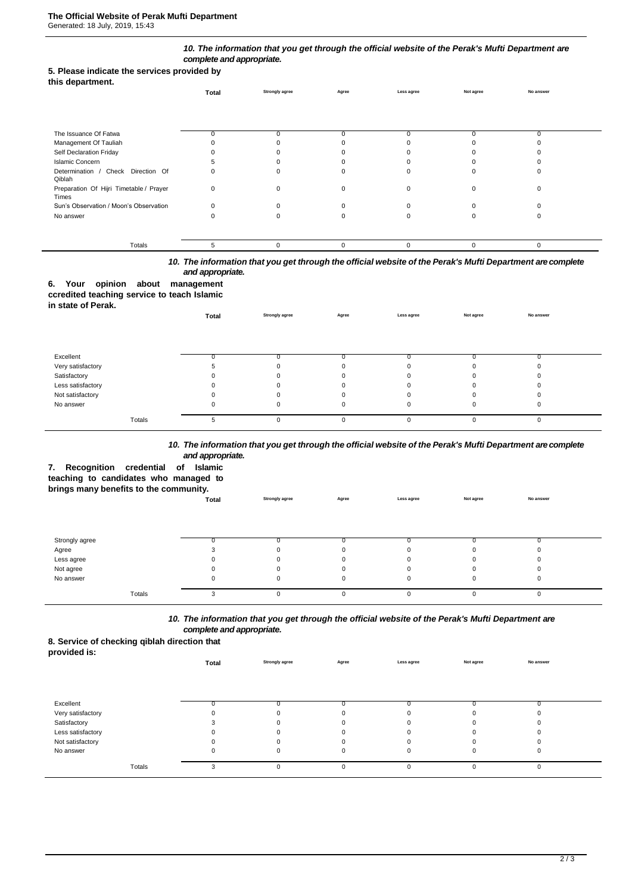## 5. Please indicate the services provided by this department.

*10. The information that you get through the official website of the Perak's Mufti Department are complete and appropriate.*

| | Total | Strongly agree | Agree | Less agree | Not agree | No answer |
|---|---|---|---|---|---|---|
| The Issuance Of Fatwa | 0 | 0 | 0 | 0 | 0 | 0 |
| Management Of Tauliah | 0 | 0 | 0 | 0 | 0 | 0 |
| Self Declaration Friday | 0 | 0 | 0 | 0 | 0 | 0 |
| Islamic Concern | 5 | 0 | 0 | 0 | 0 | 0 |
| Determination / Check Direction Of Qiblah | 0 | 0 | 0 | 0 | 0 | 0 |
| Preparation Of Hijri Timetable / Prayer Times | 0 | 0 | 0 | 0 | 0 | 0 |
| Sun's Observation / Moon's Observation | 0 | 0 | 0 | 0 | 0 | 0 |
| No answer | 0 | 0 | 0 | 0 | 0 | 0 |
| Totals | 5 | 0 | 0 | 0 | 0 | 0 |

## 6. Your opinion about management ccredited teaching service to teach Islamic in state of Perak.

*10. The information that you get through the official website of the Perak's Mufti Department are complete and appropriate.*

| | Total | Strongly agree | Agree | Less agree | Not agree | No answer |
|---|---|---|---|---|---|---|
| Excellent | 0 | 0 | 0 | 0 | 0 | 0 |
| Very satisfactory | 5 | 0 | 0 | 0 | 0 | 0 |
| Satisfactory | 0 | 0 | 0 | 0 | 0 | 0 |
| Less satisfactory | 0 | 0 | 0 | 0 | 0 | 0 |
| Not satisfactory | 0 | 0 | 0 | 0 | 0 | 0 |
| No answer | 0 | 0 | 0 | 0 | 0 | 0 |
| Totals | 5 | 0 | 0 | 0 | 0 | 0 |

## 7. Recognition credential of Islamic teaching to candidates who managed to brings many benefits to the community.

*10. The information that you get through the official website of the Perak's Mufti Department are complete and appropriate.*

| | Total | Strongly agree | Agree | Less agree | Not agree | No answer |
|---|---|---|---|---|---|---|
| Strongly agree | 0 | 0 | 0 | 0 | 0 | 0 |
| Agree | 3 | 0 | 0 | 0 | 0 | 0 |
| Less agree | 0 | 0 | 0 | 0 | 0 | 0 |
| Not agree | 0 | 0 | 0 | 0 | 0 | 0 |
| No answer | 0 | 0 | 0 | 0 | 0 | 0 |
| Totals | 3 | 0 | 0 | 0 | 0 | 0 |

## 8. Service of checking qiblah direction that provided is:

*10. The information that you get through the official website of the Perak's Mufti Department are complete and appropriate.*

| | Total | Strongly agree | Agree | Less agree | Not agree | No answer |
|---|---|---|---|---|---|---|
| Excellent | 0 | 0 | 0 | 0 | 0 | 0 |
| Very satisfactory | 0 | 0 | 0 | 0 | 0 | 0 |
| Satisfactory | 3 | 0 | 0 | 0 | 0 | 0 |
| Less satisfactory | 0 | 0 | 0 | 0 | 0 | 0 |
| Not satisfactory | 0 | 0 | 0 | 0 | 0 | 0 |
| No answer | 0 | 0 | 0 | 0 | 0 | 0 |
| Totals | 3 | 0 | 0 | 0 | 0 | 0 |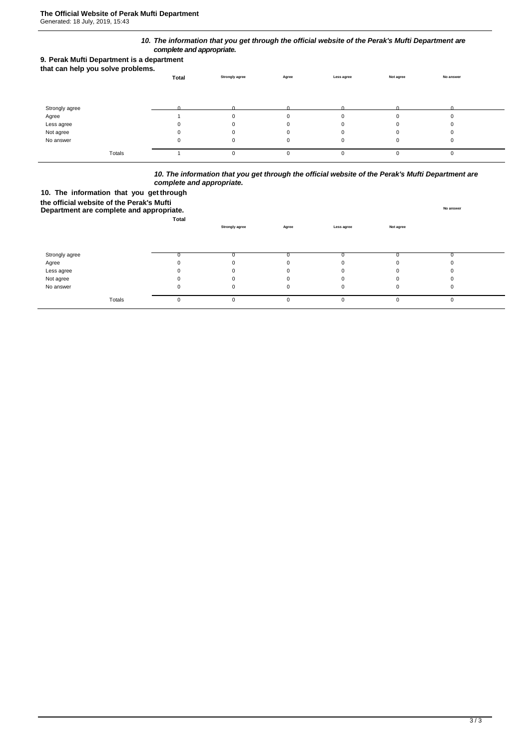*10. The information that you get through the official website of the Perak's Mufti Department are complete and appropriate.*

**9. Perak Mufti Department is a department that can help you solve problems.**

| | Total | Strongly agree | Agree | Less agree | Not agree | No answer |
|---|---|---|---|---|---|---|
| Strongly agree | 0 | 0 | 0 | 0 | 0 | 0 |
| Agree | 1 | 0 | 0 | 0 | 0 | 0 |
| Less agree | 0 | 0 | 0 | 0 | 0 | 0 |
| Not agree | 0 | 0 | 0 | 0 | 0 | 0 |
| No answer | 0 | 0 | 0 | 0 | 0 | 0 |
| Totals | 1 | 0 | 0 | 0 | 0 | 0 |

*10. The information that you get through the official website of the Perak's Mufti Department are complete and appropriate.*

**10. The information that you get through the official website of the Perak's Mufti Department are complete and appropriate.**

| | Total | Strongly agree | Agree | Less agree | Not agree | No answer |
|---|---|---|---|---|---|---|
| Strongly agree | 0 | 0 | 0 | 0 | 0 | 0 |
| Agree | 0 | 0 | 0 | 0 | 0 | 0 |
| Less agree | 0 | 0 | 0 | 0 | 0 | 0 |
| Not agree | 0 | 0 | 0 | 0 | 0 | 0 |
| No answer | 0 | 0 | 0 | 0 | 0 | 0 |
| Totals | 0 | 0 | 0 | 0 | 0 | 0 |